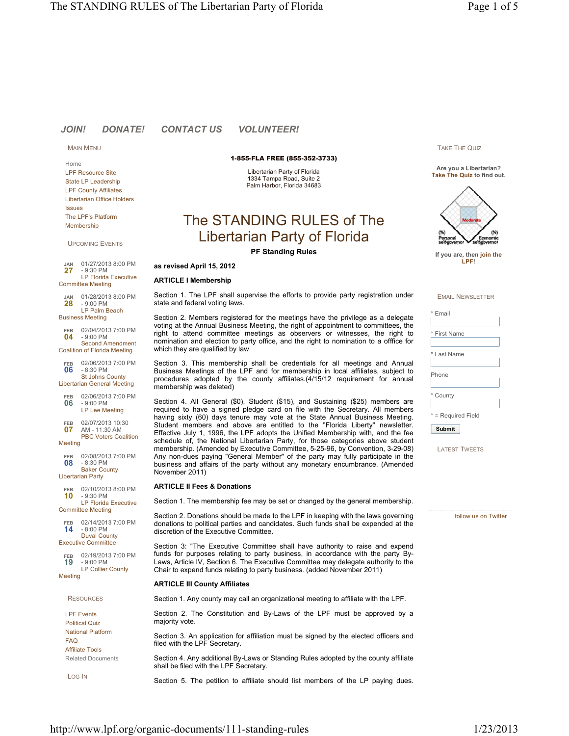JOIN! DONATE! CONTACT US VOLUNTEER!

MAIN MENU

- Home
- LPF Resource Site
- State LP Leadership
- LPF County Affiliates
- Libertarian Office Holders
- Issues
- The LPF's Platform
- Membership

UPCOMING EVENTS

- JAN 27 — 01/27/2013 8:00 PM - 9:30 PM — LP Florida Executive Committee Meeting
- JAN 28 — 01/28/2013 8:00 PM - 9:00 PM — LP Palm Beach Business Meeting
- FEB 04 — 02/04/2013 7:00 PM - 9:00 PM — Second Amendment Coalition of Florida Meeting
- FEB 06 — 02/06/2013 7:00 PM - 8:30 PM — St Johns County Libertarian General Meeting
- FEB 06 — 02/06/2013 7:00 PM - 9:00 PM — LP Lee Meeting
- FEB 07 — 02/07/2013 10:30 AM - 11:30 AM — PBC Voters Coalition Meeting
- FEB 08 — 02/08/2013 7:00 PM - 8:30 PM — Baker County Libertarian Party
- FEB 10 — 02/10/2013 8:00 PM - 9:30 PM — LP Florida Executive Committee Meeting
- FEB 14 — 02/14/2013 7:00 PM - 8:00 PM — Duval County Executive Committee
- FEB 19 — 02/19/2013 7:00 PM - 9:00 PM — LP Collier County Meeting

RESOURCES

- LPF Events
- Political Quiz
- National Platform
- FAQ
- Affiliate Tools
- Related Documents

LOG IN

**1-855-FLA FREE (855-352-3733)**

Libertarian Party of Florida
1334 Tampa Road, Suite 2
Palm Harbor, Florida 34683

# The STANDING RULES of The Libertarian Party of Florida

**PF Standing Rules**

**as revised April 15, 2012**

**ARTICLE I Membership**

Section 1. The LPF shall supervise the efforts to provide party registration under state and federal voting laws.

Section 2. Members registered for the meetings have the privilege as a delegate voting at the Annual Business Meeting, the right of appointment to committees, the right to attend committee meetings as observers or witnesses, the right to nomination and election to party office, and the right to nomination to a offfice for which they are qualified by law

Section 3. This membership shall be credentials for all meetings and Annual Business Meetings of the LPF and for membership in local affiliates, subject to procedures adopted by the county affiliates.(4/15/12 requirement for annual membership was deleted)

Section 4. All General ($0), Student ($15), and Sustaining ($25) members are required to have a signed pledge card on file with the Secretary. All members having sixty (60) days tenure may vote at the State Annual Business Meeting. Student members and above are entitled to the "Florida Liberty" newsletter. Effective July 1, 1996, the LPF adopts the Unified Membership with, and the fee schedule of, the National Libertarian Party, for those categories above student membership. (Amended by Executive Committee, 5-25-96, by Convention, 3-29-08) Any non-dues paying "General Member" of the party may fully participate in the business and affairs of the party without any monetary encumbrance. (Amended November 2011)

**ARTICLE II Fees & Donations**

Section 1. The membership fee may be set or changed by the general membership.

Section 2. Donations should be made to the LPF in keeping with the laws governing donations to political parties and candidates. Such funds shall be expended at the discretion of the Executive Committee.

Section 3: "The Executive Committee shall have authority to raise and expend funds for purposes relating to party business, in accordance with the party By-Laws, Article IV, Section 6. The Executive Committee may delegate authority to the Chair to expend funds relating to party business. (added November 2011)

**ARTICLE III County Affiliates**

Section 1. Any county may call an organizational meeting to affiliate with the LPF.

Section 2. The Constitution and By-Laws of the LPF must be approved by a majority vote.

Section 3. An application for affiliation must be signed by the elected officers and filed with the LPF Secretary.

Section 4. Any additional By-Laws or Standing Rules adopted by the county affiliate shall be filed with the LPF Secretary.

Section 5. The petition to affiliate should list members of the LP paying dues.

TAKE THE QUIZ

**Are you a Libertarian? Take The Quiz to find out.**

**If you are, then join the LPF!**

EMAIL NEWSLETTER

- \* Email
- \* First Name
- \* Last Name
- Phone
- \* County

\* = Required Field

Submit

LATEST TWEETS

follow us on Twitter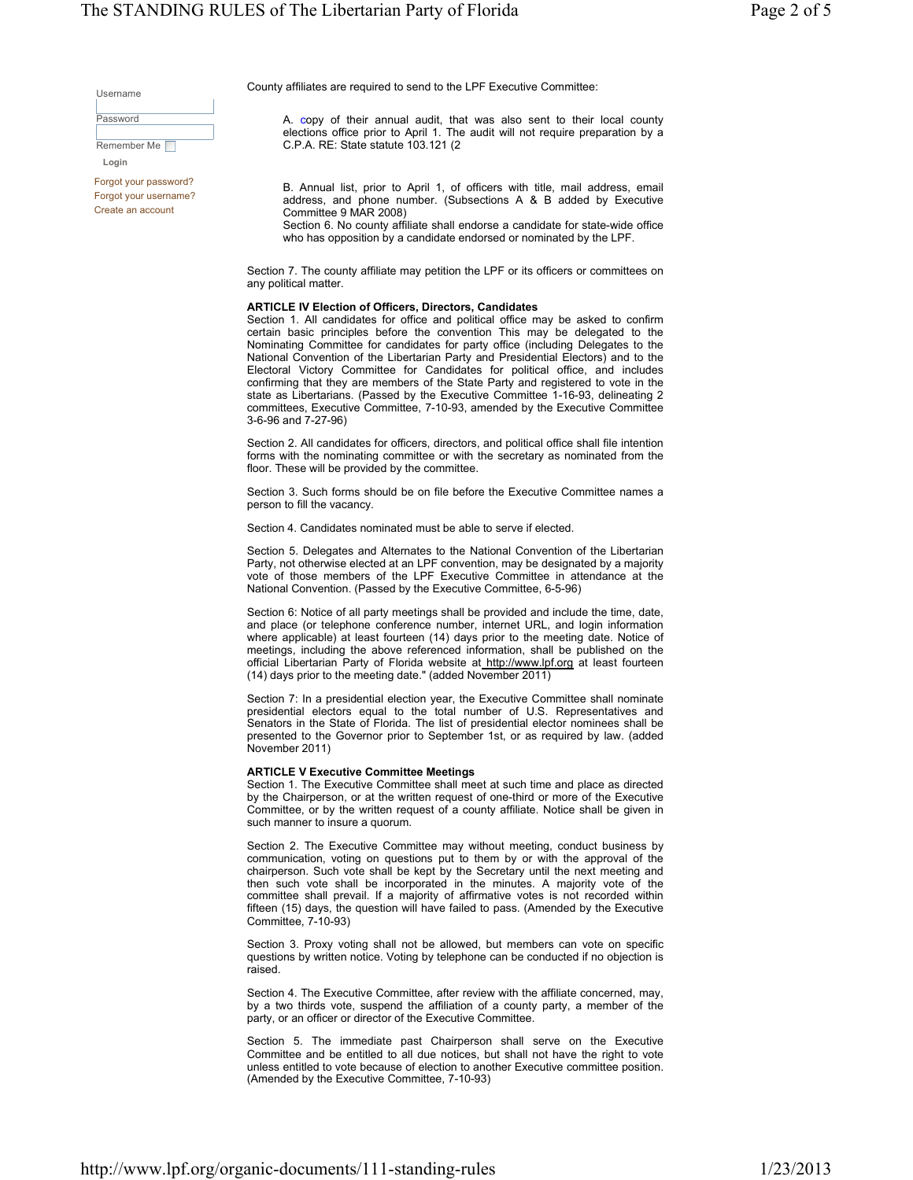County affiliates are required to send to the LPF Executive Committee:

A. copy of their annual audit, that was also sent to their local county elections office prior to April 1. The audit will not require preparation by a C.P.A. RE: State statute 103.121 (2

B. Annual list, prior to April 1, of officers with title, mail address, email address, and phone number. (Subsections A & B added by Executive Committee 9 MAR 2008)
Section 6. No county affiliate shall endorse a candidate for state-wide office who has opposition by a candidate endorsed or nominated by the LPF.

Section 7. The county affiliate may petition the LPF or its officers or committees on any political matter.

**ARTICLE IV Election of Officers, Directors, Candidates**
Section 1. All candidates for office and political office may be asked to confirm certain basic principles before the convention This may be delegated to the Nominating Committee for candidates for party office (including Delegates to the National Convention of the Libertarian Party and Presidential Electors) and to the Electoral Victory Committee for Candidates for political office, and includes confirming that they are members of the State Party and registered to vote in the state as Libertarians. (Passed by the Executive Committee 1-16-93, delineating 2 committees, Executive Committee, 7-10-93, amended by the Executive Committee 3-6-96 and 7-27-96)

Section 2. All candidates for officers, directors, and political office shall file intention forms with the nominating committee or with the secretary as nominated from the floor. These will be provided by the committee.

Section 3. Such forms should be on file before the Executive Committee names a person to fill the vacancy.

Section 4. Candidates nominated must be able to serve if elected.

Section 5. Delegates and Alternates to the National Convention of the Libertarian Party, not otherwise elected at an LPF convention, may be designated by a majority vote of those members of the LPF Executive Committee in attendance at the National Convention. (Passed by the Executive Committee, 6-5-96)

Section 6: Notice of all party meetings shall be provided and include the time, date, and place (or telephone conference number, internet URL, and login information where applicable) at least fourteen (14) days prior to the meeting date. Notice of meetings, including the above referenced information, shall be published on the official Libertarian Party of Florida website at http://www.lpf.org at least fourteen (14) days prior to the meeting date." (added November 2011)

Section 7: In a presidential election year, the Executive Committee shall nominate presidential electors equal to the total number of U.S. Representatives and Senators in the State of Florida. The list of presidential elector nominees shall be presented to the Governor prior to September 1st, or as required by law. (added November 2011)

**ARTICLE V Executive Committee Meetings**
Section 1. The Executive Committee shall meet at such time and place as directed by the Chairperson, or at the written request of one-third or more of the Executive Committee, or by the written request of a county affiliate. Notice shall be given in such manner to insure a quorum.

Section 2. The Executive Committee may without meeting, conduct business by communication, voting on questions put to them by or with the approval of the chairperson. Such vote shall be kept by the Secretary until the next meeting and then such vote shall be incorporated in the minutes. A majority vote of the committee shall prevail. If a majority of affirmative votes is not recorded within fifteen (15) days, the question will have failed to pass. (Amended by the Executive Committee, 7-10-93)

Section 3. Proxy voting shall not be allowed, but members can vote on specific questions by written notice. Voting by telephone can be conducted if no objection is raised.

Section 4. The Executive Committee, after review with the affiliate concerned, may, by a two thirds vote, suspend the affiliation of a county party, a member of the party, or an officer or director of the Executive Committee.

Section 5. The immediate past Chairperson shall serve on the Executive Committee and be entitled to all due notices, but shall not have the right to vote unless entitled to vote because of election to another Executive committee position. (Amended by the Executive Committee, 7-10-93)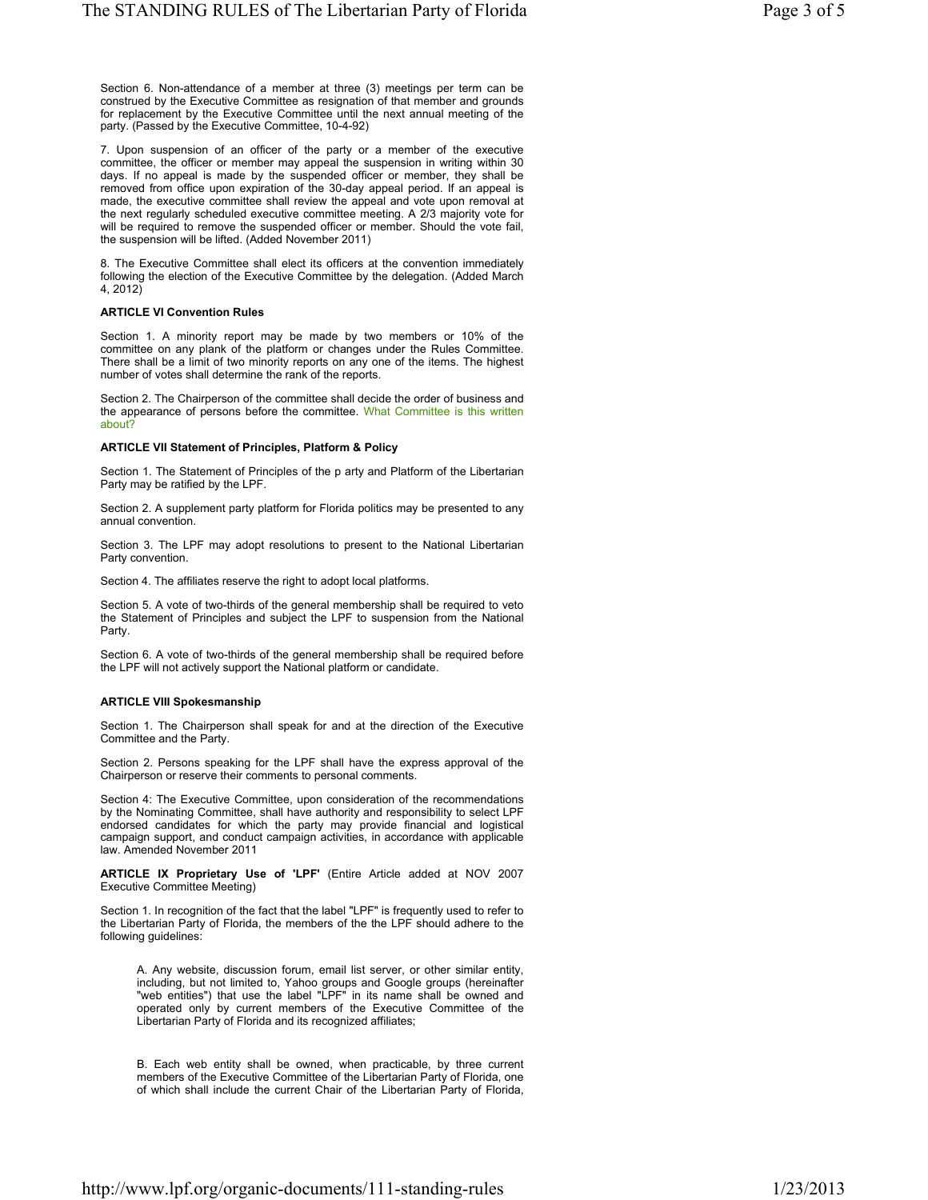Section 6. Non-attendance of a member at three (3) meetings per term can be construed by the Executive Committee as resignation of that member and grounds for replacement by the Executive Committee until the next annual meeting of the party. (Passed by the Executive Committee, 10-4-92)

7. Upon suspension of an officer of the party or a member of the executive committee, the officer or member may appeal the suspension in writing within 30 days. If no appeal is made by the suspended officer or member, they shall be removed from office upon expiration of the 30-day appeal period. If an appeal is made, the executive committee shall review the appeal and vote upon removal at the next regularly scheduled executive committee meeting. A 2/3 majority vote for will be required to remove the suspended officer or member. Should the vote fail, the suspension will be lifted. (Added November 2011)

8. The Executive Committee shall elect its officers at the convention immediately following the election of the Executive Committee by the delegation. (Added March 4, 2012)

**ARTICLE VI Convention Rules**

Section 1. A minority report may be made by two members or 10% of the committee on any plank of the platform or changes under the Rules Committee. There shall be a limit of two minority reports on any one of the items. The highest number of votes shall determine the rank of the reports.

Section 2. The Chairperson of the committee shall decide the order of business and the appearance of persons before the committee. What Committee is this written about?

**ARTICLE VII Statement of Principles, Platform & Policy**

Section 1. The Statement of Principles of the p arty and Platform of the Libertarian Party may be ratified by the LPF.

Section 2. A supplement party platform for Florida politics may be presented to any annual convention.

Section 3. The LPF may adopt resolutions to present to the National Libertarian Party convention.

Section 4. The affiliates reserve the right to adopt local platforms.

Section 5. A vote of two-thirds of the general membership shall be required to veto the Statement of Principles and subject the LPF to suspension from the National Party.

Section 6. A vote of two-thirds of the general membership shall be required before the LPF will not actively support the National platform or candidate.

**ARTICLE VIII Spokesmanship**

Section 1. The Chairperson shall speak for and at the direction of the Executive Committee and the Party.

Section 2. Persons speaking for the LPF shall have the express approval of the Chairperson or reserve their comments to personal comments.

Section 4: The Executive Committee, upon consideration of the recommendations by the Nominating Committee, shall have authority and responsibility to select LPF endorsed candidates for which the party may provide financial and logistical campaign support, and conduct campaign activities, in accordance with applicable law. Amended November 2011

**ARTICLE IX Proprietary Use of 'LPF'** (Entire Article added at NOV 2007 Executive Committee Meeting)

Section 1. In recognition of the fact that the label "LPF" is frequently used to refer to the Libertarian Party of Florida, the members of the the LPF should adhere to the following guidelines:

> A. Any website, discussion forum, email list server, or other similar entity, including, but not limited to, Yahoo groups and Google groups (hereinafter "web entities") that use the label "LPF" in its name shall be owned and operated only by current members of the Executive Committee of the Libertarian Party of Florida and its recognized affiliates;
>
> B. Each web entity shall be owned, when practicable, by three current members of the Executive Committee of the Libertarian Party of Florida, one of which shall include the current Chair of the Libertarian Party of Florida,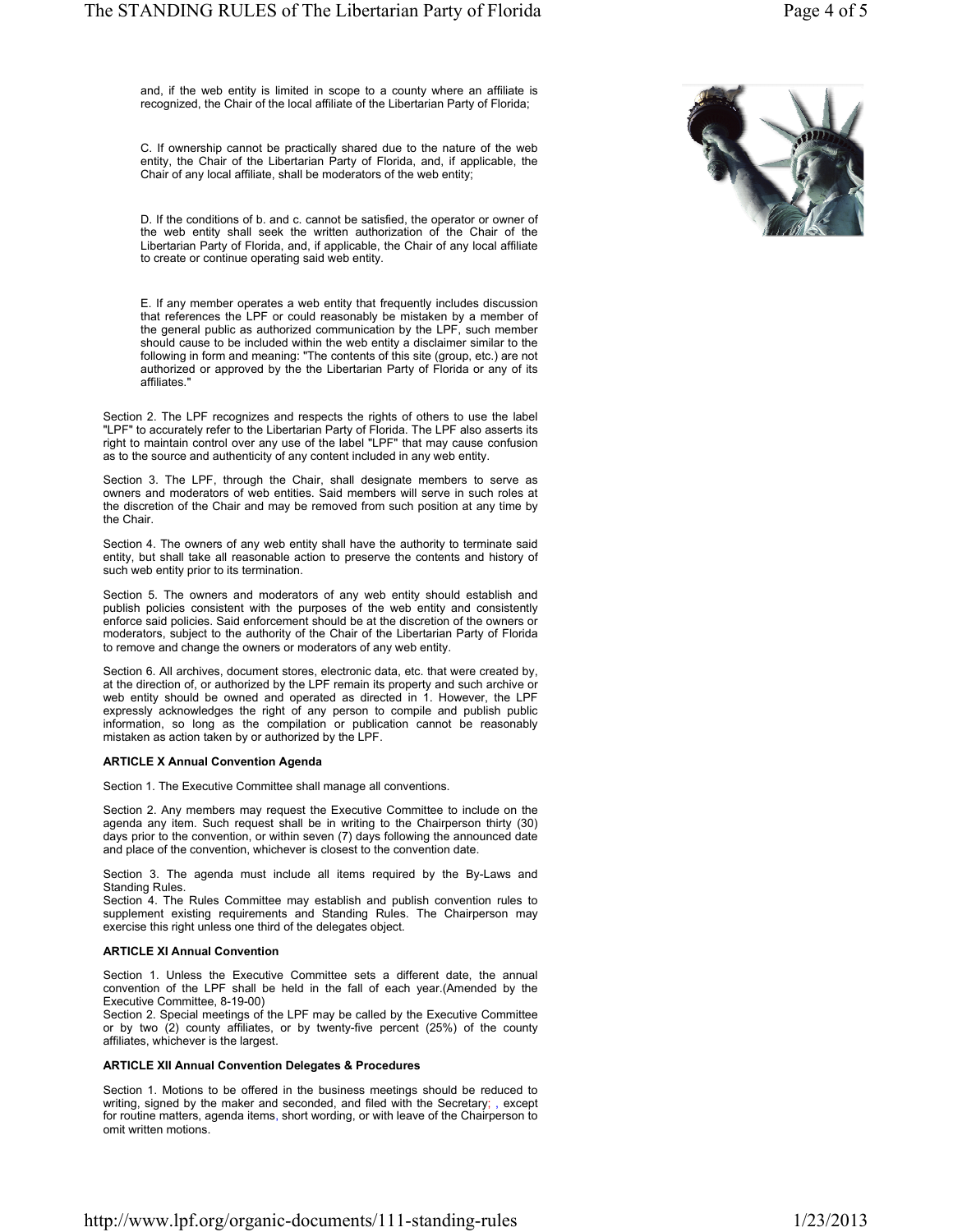and, if the web entity is limited in scope to a county where an affiliate is recognized, the Chair of the local affiliate of the Libertarian Party of Florida;

C. If ownership cannot be practically shared due to the nature of the web entity, the Chair of the Libertarian Party of Florida, and, if applicable, the Chair of any local affiliate, shall be moderators of the web entity;

D. If the conditions of b. and c. cannot be satisfied, the operator or owner of the web entity shall seek the written authorization of the Chair of the Libertarian Party of Florida, and, if applicable, the Chair of any local affiliate to create or continue operating said web entity.

E. If any member operates a web entity that frequently includes discussion that references the LPF or could reasonably be mistaken by a member of the general public as authorized communication by the LPF, such member should cause to be included within the web entity a disclaimer similar to the following in form and meaning: "The contents of this site (group, etc.) are not authorized or approved by the the Libertarian Party of Florida or any of its affiliates."

Section 2. The LPF recognizes and respects the rights of others to use the label "LPF" to accurately refer to the Libertarian Party of Florida. The LPF also asserts its right to maintain control over any use of the label "LPF" that may cause confusion as to the source and authenticity of any content included in any web entity.

Section 3. The LPF, through the Chair, shall designate members to serve as owners and moderators of web entities. Said members will serve in such roles at the discretion of the Chair and may be removed from such position at any time by the Chair.

Section 4. The owners of any web entity shall have the authority to terminate said entity, but shall take all reasonable action to preserve the contents and history of such web entity prior to its termination.

Section 5. The owners and moderators of any web entity should establish and publish policies consistent with the purposes of the web entity and consistently enforce said policies. Said enforcement should be at the discretion of the owners or moderators, subject to the authority of the Chair of the Libertarian Party of Florida to remove and change the owners or moderators of any web entity.

Section 6. All archives, document stores, electronic data, etc. that were created by, at the direction of, or authorized by the LPF remain its property and such archive or web entity should be owned and operated as directed in 1. However, the LPF expressly acknowledges the right of any person to compile and publish public information, so long as the compilation or publication cannot be reasonably mistaken as action taken by or authorized by the LPF.

**ARTICLE X Annual Convention Agenda**

Section 1. The Executive Committee shall manage all conventions.

Section 2. Any members may request the Executive Committee to include on the agenda any item. Such request shall be in writing to the Chairperson thirty (30) days prior to the convention, or within seven (7) days following the announced date and place of the convention, whichever is closest to the convention date.

Section 3. The agenda must include all items required by the By-Laws and Standing Rules.

Section 4. The Rules Committee may establish and publish convention rules to supplement existing requirements and Standing Rules. The Chairperson may exercise this right unless one third of the delegates object.

**ARTICLE XI Annual Convention**

Section 1. Unless the Executive Committee sets a different date, the annual convention of the LPF shall be held in the fall of each year.(Amended by the Executive Committee, 8-19-00)

Section 2. Special meetings of the LPF may be called by the Executive Committee or by two (2) county affiliates, or by twenty-five percent (25%) of the county affiliates, whichever is the largest.

**ARTICLE XII Annual Convention Delegates & Procedures**

Section 1. Motions to be offered in the business meetings should be reduced to writing, signed by the maker and seconded, and filed with the Secretary; , except for routine matters, agenda items, short wording, or with leave of the Chairperson to omit written motions.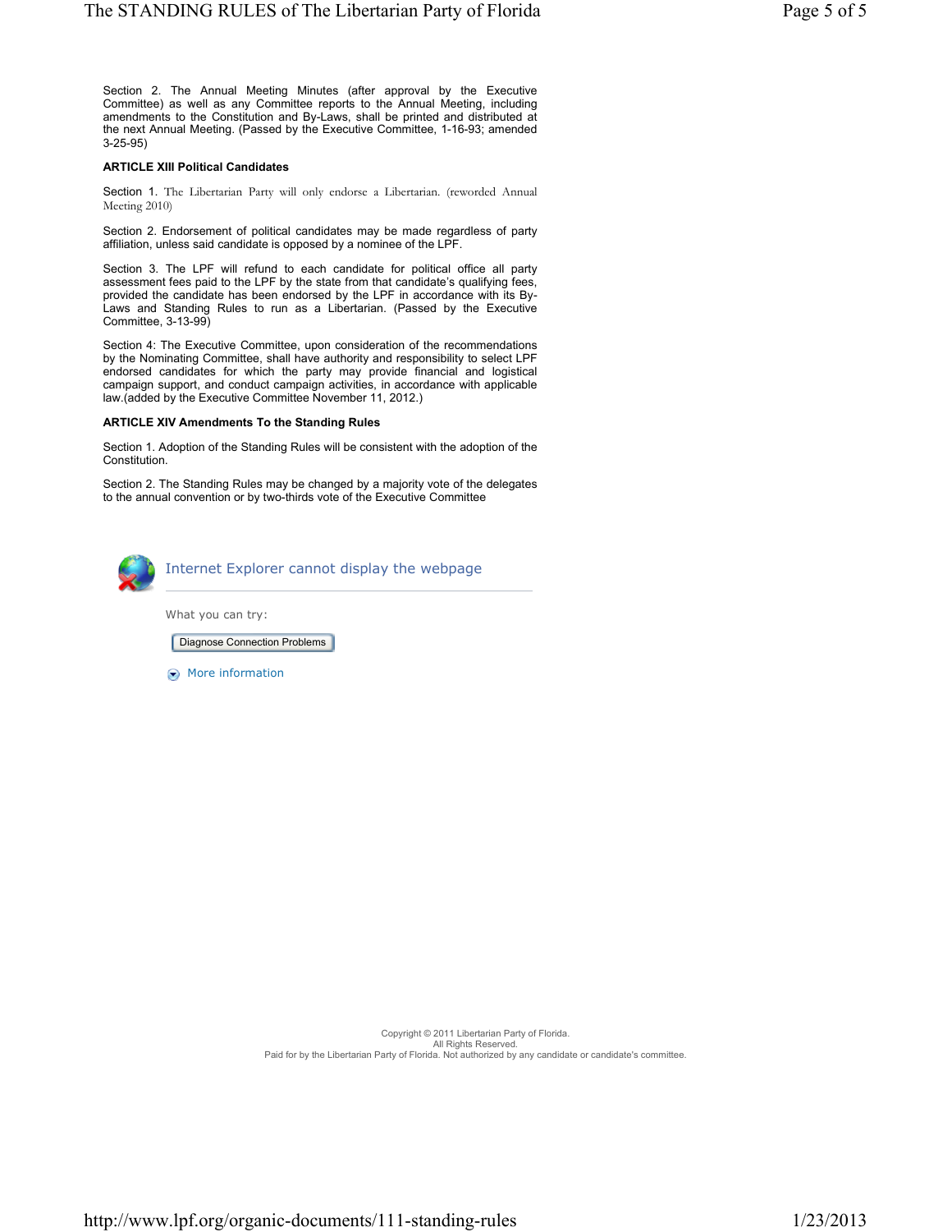Section 2. The Annual Meeting Minutes (after approval by the Executive Committee) as well as any Committee reports to the Annual Meeting, including amendments to the Constitution and By-Laws, shall be printed and distributed at the next Annual Meeting. (Passed by the Executive Committee, 1-16-93; amended 3-25-95)

**ARTICLE XIII Political Candidates**

Section 1. The Libertarian Party will only endorse a Libertarian. (reworded Annual Meeting 2010)

Section 2. Endorsement of political candidates may be made regardless of party affiliation, unless said candidate is opposed by a nominee of the LPF.

Section 3. The LPF will refund to each candidate for political office all party assessment fees paid to the LPF by the state from that candidate's qualifying fees, provided the candidate has been endorsed by the LPF in accordance with its By-Laws and Standing Rules to run as a Libertarian. (Passed by the Executive Committee, 3-13-99)

Section 4: The Executive Committee, upon consideration of the recommendations by the Nominating Committee, shall have authority and responsibility to select LPF endorsed candidates for which the party may provide financial and logistical campaign support, and conduct campaign activities, in accordance with applicable law.(added by the Executive Committee November 11, 2012.)

**ARTICLE XIV Amendments To the Standing Rules**

Section 1. Adoption of the Standing Rules will be consistent with the adoption of the Constitution.

Section 2. The Standing Rules may be changed by a majority vote of the delegates to the annual convention or by two-thirds vote of the Executive Committee

Internet Explorer cannot display the webpage

What you can try:

Diagnose Connection Problems

More information

Copyright © 2011 Libertarian Party of Florida.
All Rights Reserved.
Paid for by the Libertarian Party of Florida. Not authorized by any candidate or candidate's committee.